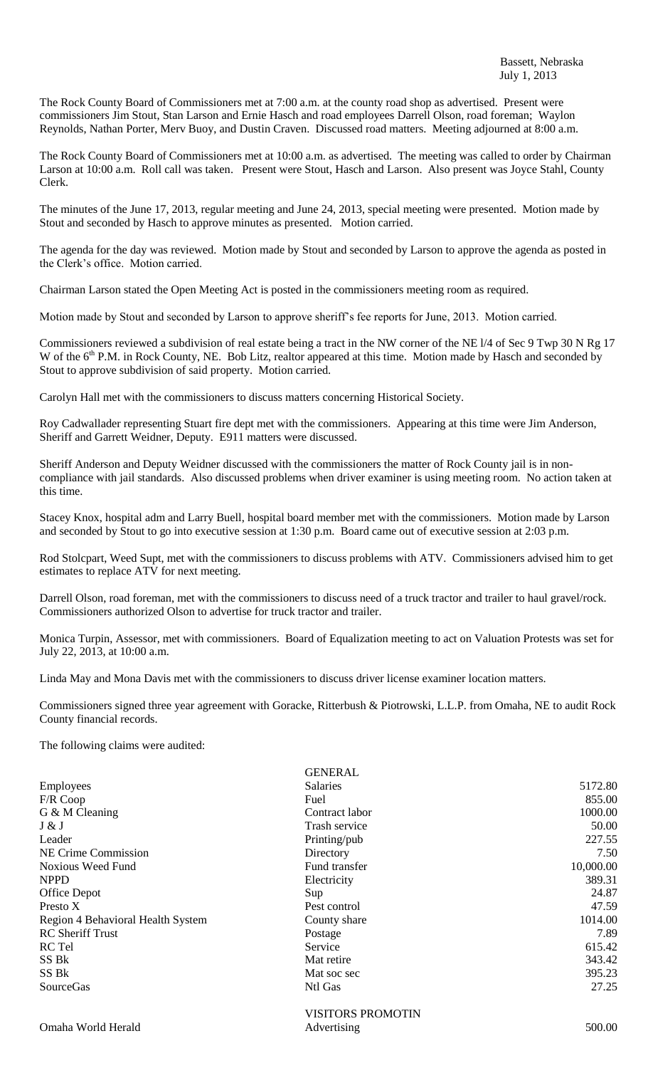Bassett, Nebraska
July 1, 2013

The Rock County Board of Commissioners met at 7:00 a.m. at the county road shop as advertised. Present were commissioners Jim Stout, Stan Larson and Ernie Hasch and road employees Darrell Olson, road foreman; Waylon Reynolds, Nathan Porter, Merv Buoy, and Dustin Craven. Discussed road matters. Meeting adjourned at 8:00 a.m.

The Rock County Board of Commissioners met at 10:00 a.m. as advertised. The meeting was called to order by Chairman Larson at 10:00 a.m. Roll call was taken. Present were Stout, Hasch and Larson. Also present was Joyce Stahl, County Clerk.

The minutes of the June 17, 2013, regular meeting and June 24, 2013, special meeting were presented. Motion made by Stout and seconded by Hasch to approve minutes as presented. Motion carried.

The agenda for the day was reviewed. Motion made by Stout and seconded by Larson to approve the agenda as posted in the Clerk's office. Motion carried.

Chairman Larson stated the Open Meeting Act is posted in the commissioners meeting room as required.

Motion made by Stout and seconded by Larson to approve sheriff's fee reports for June, 2013. Motion carried.

Commissioners reviewed a subdivision of real estate being a tract in the NW corner of the NE l/4 of Sec 9 Twp 30 N Rg 17 W of the 6th P.M. in Rock County, NE. Bob Litz, realtor appeared at this time. Motion made by Hasch and seconded by Stout to approve subdivision of said property. Motion carried.

Carolyn Hall met with the commissioners to discuss matters concerning Historical Society.

Roy Cadwallader representing Stuart fire dept met with the commissioners. Appearing at this time were Jim Anderson, Sheriff and Garrett Weidner, Deputy. E911 matters were discussed.

Sheriff Anderson and Deputy Weidner discussed with the commissioners the matter of Rock County jail is in non-compliance with jail standards. Also discussed problems when driver examiner is using meeting room. No action taken at this time.

Stacey Knox, hospital adm and Larry Buell, hospital board member met with the commissioners. Motion made by Larson and seconded by Stout to go into executive session at 1:30 p.m. Board came out of executive session at 2:03 p.m.

Rod Stolcpart, Weed Supt, met with the commissioners to discuss problems with ATV. Commissioners advised him to get estimates to replace ATV for next meeting.

Darrell Olson, road foreman, met with the commissioners to discuss need of a truck tractor and trailer to haul gravel/rock. Commissioners authorized Olson to advertise for truck tractor and trailer.

Monica Turpin, Assessor, met with commissioners. Board of Equalization meeting to act on Valuation Protests was set for July 22, 2013, at 10:00 a.m.

Linda May and Mona Davis met with the commissioners to discuss driver license examiner location matters.

Commissioners signed three year agreement with Goracke, Ritterbush & Piotrowski, L.L.P. from Omaha, NE to audit Rock County financial records.

The following claims were audited:

| | GENERAL | |
|---|---|---|
| Employees | Salaries | 5172.80 |
| F/R Coop | Fuel | 855.00 |
| G & M Cleaning | Contract labor | 1000.00 |
| J & J | Trash service | 50.00 |
| Leader | Printing/pub | 227.55 |
| NE Crime Commission | Directory | 7.50 |
| Noxious Weed Fund | Fund transfer | 10,000.00 |
| NPPD | Electricity | 389.31 |
| Office Depot | Sup | 24.87 |
| Presto X | Pest control | 47.59 |
| Region 4 Behavioral Health System | County share | 1014.00 |
| RC Sheriff Trust | Postage | 7.89 |
| RC Tel | Service | 615.42 |
| SS Bk | Mat retire | 343.42 |
| SS Bk | Mat soc sec | 395.23 |
| SourceGas | Ntl Gas | 27.25 |
| | VISITORS PROMOTIN | |
| Omaha World Herald | Advertising | 500.00 |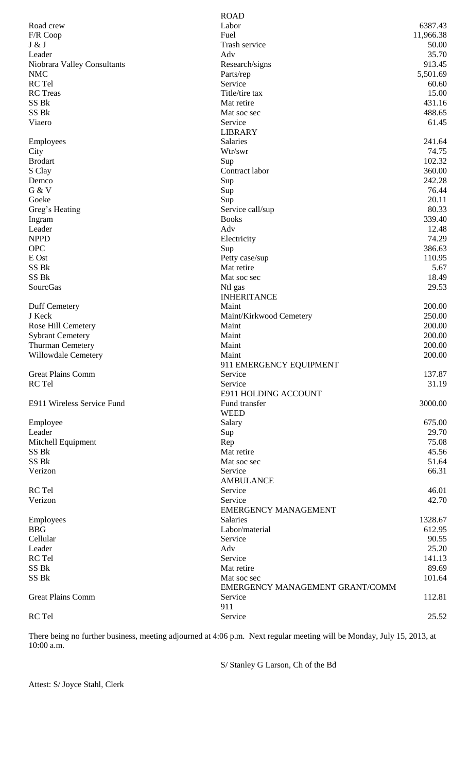| | | |
|---|---|---|
| | ROAD | |
| Road crew | Labor | 6387.43 |
| F/R Coop | Fuel | 11,966.38 |
| J & J | Trash service | 50.00 |
| Leader | Adv | 35.70 |
| Niobrara Valley Consultants | Research/signs | 913.45 |
| NMC | Parts/rep | 5,501.69 |
| RC Tel | Service | 60.60 |
| RC Treas | Title/tire tax | 15.00 |
| SS Bk | Mat retire | 431.16 |
| SS Bk | Mat soc sec | 488.65 |
| Viaero | Service | 61.45 |
| | LIBRARY | |
| Employees | Salaries | 241.64 |
| City | Wtr/swr | 74.75 |
| Brodart | Sup | 102.32 |
| S Clay | Contract labor | 360.00 |
| Demco | Sup | 242.28 |
| G & V | Sup | 76.44 |
| Goeke | Sup | 20.11 |
| Greg's Heating | Service call/sup | 80.33 |
| Ingram | Books | 339.40 |
| Leader | Adv | 12.48 |
| NPPD | Electricity | 74.29 |
| OPC | Sup | 386.63 |
| E Ost | Petty case/sup | 110.95 |
| SS Bk | Mat retire | 5.67 |
| SS Bk | Mat soc sec | 18.49 |
| SourcGas | Ntl gas | 29.53 |
| | INHERITANCE | |
| Duff Cemetery | Maint | 200.00 |
| J Keck | Maint/Kirkwood Cemetery | 250.00 |
| Rose Hill Cemetery | Maint | 200.00 |
| Sybrant Cemetery | Maint | 200.00 |
| Thurman Cemetery | Maint | 200.00 |
| Willowdale Cemetery | Maint | 200.00 |
| | 911 EMERGENCY EQUIPMENT | |
| Great Plains Comm | Service | 137.87 |
| RC Tel | Service | 31.19 |
| | E911 HOLDING ACCOUNT | |
| E911 Wireless Service Fund | Fund transfer | 3000.00 |
| | WEED | |
| Employee | Salary | 675.00 |
| Leader | Sup | 29.70 |
| Mitchell Equipment | Rep | 75.08 |
| SS Bk | Mat retire | 45.56 |
| SS Bk | Mat soc sec | 51.64 |
| Verizon | Service | 66.31 |
| | AMBULANCE | |
| RC Tel | Service | 46.01 |
| Verizon | Service | 42.70 |
| | EMERGENCY MANAGEMENT | |
| Employees | Salaries | 1328.67 |
| BBG | Labor/material | 612.95 |
| Cellular | Service | 90.55 |
| Leader | Adv | 25.20 |
| RC Tel | Service | 141.13 |
| SS Bk | Mat retire | 89.69 |
| SS Bk | Mat soc sec | 101.64 |
| | EMERGENCY MANAGEMENT GRANT/COMM | |
| Great Plains Comm | Service | 112.81 |
| | 911 | |
| RC Tel | Service | 25.52 |

There being no further business, meeting adjourned at 4:06 p.m. Next regular meeting will be Monday, July 15, 2013, at 10:00 a.m.

S/ Stanley G Larson, Ch of the Bd

Attest: S/ Joyce Stahl, Clerk